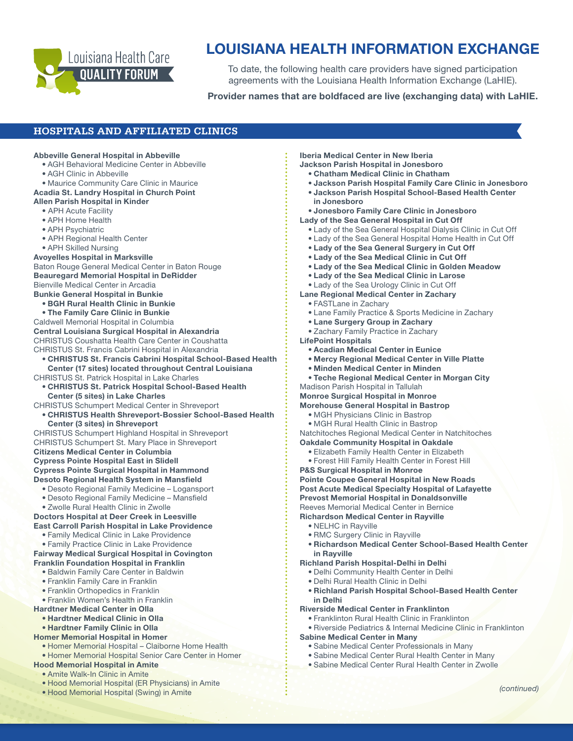Louisiana Health Care **QUALITY FORUM**

# LOUISIANA HEALTH INFORMATION EXCHANGE

To date, the following health care providers have signed participation agreements with the Louisiana Health Information Exchange (LaHIE).

**Provider names that are boldfaced are live (exchanging data) with LaHIE.**

## HOSPITALS AND AFFILIATED CLINICS

**Abbeville General Hospital in Abbeville**
- AGH Behavioral Medicine Center in Abbeville
- AGH Clinic in Abbeville
- Maurice Community Care Clinic in Maurice

**Acadia St. Landry Hospital in Church Point**

**Allen Parish Hospital in Kinder**
- APH Acute Facility
- APH Home Health
- APH Psychiatric
- APH Regional Health Center
- APH Skilled Nursing

**Avoyelles Hospital in Marksville**

Baton Rouge General Medical Center in Baton Rouge

**Beauregard Memorial Hospital in DeRidder**

Bienville Medical Center in Arcadia

**Bunkie General Hospital in Bunkie**
- **BGH Rural Health Clinic in Bunkie**
- **The Family Care Clinic in Bunkie**

Caldwell Memorial Hospital in Columbia

**Central Louisiana Surgical Hospital in Alexandria**

CHRISTUS Coushatta Health Care Center in Coushatta

CHRISTUS St. Francis Cabrini Hospital in Alexandria
- **CHRISTUS St. Francis Cabrini Hospital School-Based Health Center (17 sites) located throughout Central Louisiana**

CHRISTUS St. Patrick Hospital in Lake Charles
- **CHRISTUS St. Patrick Hospital School-Based Health Center (5 sites) in Lake Charles**

CHRISTUS Schumpert Medical Center in Shreveport
- **CHRISTUS Health Shreveport-Bossier School-Based Health Center (3 sites) in Shreveport**

CHRISTUS Schumpert Highland Hospital in Shreveport

CHRISTUS Schumpert St. Mary Place in Shreveport

**Citizens Medical Center in Columbia**

**Cypress Pointe Hospital East in Slidell**

**Cypress Pointe Surgical Hospital in Hammond**

**Desoto Regional Health System in Mansfield**
- Desoto Regional Family Medicine – Logansport
- Desoto Regional Family Medicine – Mansfield
- Zwolle Rural Health Clinic in Zwolle

**Doctors Hospital at Deer Creek in Leesville**

**East Carroll Parish Hospital in Lake Providence**
- Family Medical Clinic in Lake Providence
- Family Practice Clinic in Lake Providence

**Fairway Medical Surgical Hospital in Covington**

**Franklin Foundation Hospital in Franklin**
- Baldwin Family Care Center in Baldwin
- Franklin Family Care in Franklin
- Franklin Orthopedics in Franklin
- Franklin Women's Health in Franklin

**Hardtner Medical Center in Olla**
- **Hardtner Medical Clinic in Olla**
- **Hardtner Family Clinic in Olla**

**Homer Memorial Hospital in Homer**
- Homer Memorial Hospital – Claiborne Home Health
- Homer Memorial Hospital Senior Care Center in Homer

**Hood Memorial Hospital in Amite**
- Amite Walk-In Clinic in Amite
- Hood Memorial Hospital (ER Physicians) in Amite
- Hood Memorial Hospital (Swing) in Amite

**Iberia Medical Center in New Iberia**

**Jackson Parish Hospital in Jonesboro**
- **Chatham Medical Clinic in Chatham**
- **Jackson Parish Hospital Family Care Clinic in Jonesboro**
- **Jackson Parish Hospital School-Based Health Center in Jonesboro**
- **Jonesboro Family Care Clinic in Jonesboro**

**Lady of the Sea General Hospital in Cut Off**
- Lady of the Sea General Hospital Dialysis Clinic in Cut Off
- Lady of the Sea General Hospital Home Health in Cut Off
- **Lady of the Sea General Surgery in Cut Off**
- **Lady of the Sea Medical Clinic in Cut Off**
- **Lady of the Sea Medical Clinic in Golden Meadow**
- **Lady of the Sea Medical Clinic in Larose**
- Lady of the Sea Urology Clinic in Cut Off

**Lane Regional Medical Center in Zachary**
- FASTLane in Zachary
- Lane Family Practice & Sports Medicine in Zachary
- **Lane Surgery Group in Zachary**
- Zachary Family Practice in Zachary

**LifePoint Hospitals**
- **Acadian Medical Center in Eunice**
- **Mercy Regional Medical Center in Ville Platte**
- **Minden Medical Center in Minden**
- **Teche Regional Medical Center in Morgan City**

Madison Parish Hospital in Tallulah

**Monroe Surgical Hospital in Monroe**

**Morehouse General Hospital in Bastrop**
- MGH Physicians Clinic in Bastrop
- MGH Rural Health Clinic in Bastrop

Natchitoches Regional Medical Center in Natchitoches

**Oakdale Community Hospital in Oakdale**
- Elizabeth Family Health Center in Elizabeth
- Forest Hill Family Health Center in Forest Hill

**P&S Surgical Hospital in Monroe**

**Pointe Coupee General Hospital in New Roads**

**Post Acute Medical Specialty Hospital of Lafayette**

**Prevost Memorial Hospital in Donaldsonville**

Reeves Memorial Medical Center in Bernice

**Richardson Medical Center in Rayville**
- NELHC in Rayville
- RMC Surgery Clinic in Rayville
- **Richardson Medical Center School-Based Health Center in Rayville**

**Richland Parish Hospital-Delhi in Delhi**
- Delhi Community Health Center in Delhi
- Delhi Rural Health Clinic in Delhi
- **Richland Parish Hospital School-Based Health Center in Delhi**

**Riverside Medical Center in Franklinton**
- Franklinton Rural Health Clinic in Franklinton
- Riverside Pediatrics & Internal Medicine Clinic in Franklinton

**Sabine Medical Center in Many**
- Sabine Medical Center Professionals in Many
- Sabine Medical Center Rural Health Center in Many
- Sabine Medical Center Rural Health Center in Zwolle

*(continued)*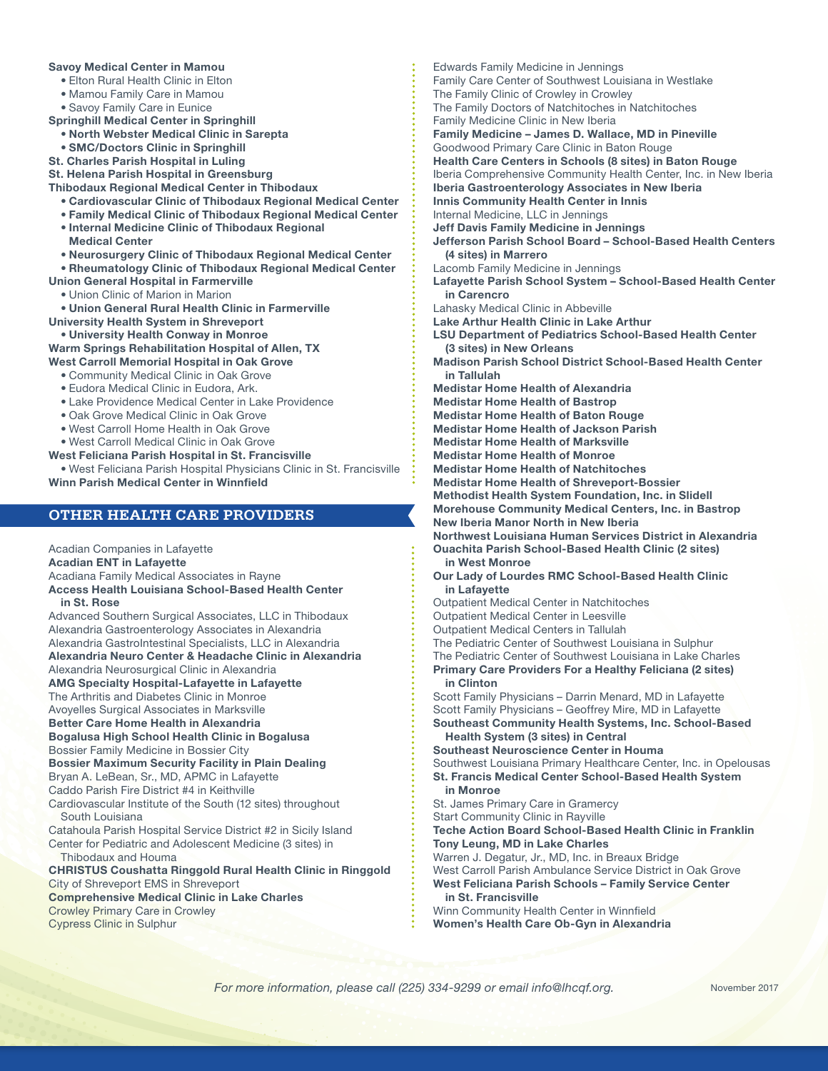**Savoy Medical Center in Mamou**

- Elton Rural Health Clinic in Elton
- Mamou Family Care in Mamou
- Savoy Family Care in Eunice

**Springhill Medical Center in Springhill**

- **North Webster Medical Clinic in Sarepta**
- **SMC/Doctors Clinic in Springhill**

**St. Charles Parish Hospital in Luling**

**St. Helena Parish Hospital in Greensburg**

**Thibodaux Regional Medical Center in Thibodaux**

- **Cardiovascular Clinic of Thibodaux Regional Medical Center**
- **Family Medical Clinic of Thibodaux Regional Medical Center**
- **Internal Medicine Clinic of Thibodaux Regional Medical Center**
- **Neurosurgery Clinic of Thibodaux Regional Medical Center**
- **Rheumatology Clinic of Thibodaux Regional Medical Center**

**Union General Hospital in Farmerville**

- Union Clinic of Marion in Marion
- **Union General Rural Health Clinic in Farmerville**

**University Health System in Shreveport**

- **University Health Conway in Monroe**

**Warm Springs Rehabilitation Hospital of Allen, TX**

**West Carroll Memorial Hospital in Oak Grove**

- Community Medical Clinic in Oak Grove
- Eudora Medical Clinic in Eudora, Ark.
- Lake Providence Medical Center in Lake Providence
- Oak Grove Medical Clinic in Oak Grove
- West Carroll Home Health in Oak Grove
- West Carroll Medical Clinic in Oak Grove

**West Feliciana Parish Hospital in St. Francisville**

- West Feliciana Parish Hospital Physicians Clinic in St. Francisville

**Winn Parish Medical Center in Winnfield**

Edwards Family Medicine in Jennings
Family Care Center of Southwest Louisiana in Westlake
The Family Clinic of Crowley in Crowley
The Family Doctors of Natchitoches in Natchitoches
Family Medicine Clinic in New Iberia
**Family Medicine – James D. Wallace, MD in Pineville**
Goodwood Primary Care Clinic in Baton Rouge
**Health Care Centers in Schools (8 sites) in Baton Rouge**
Iberia Comprehensive Community Health Center, Inc. in New Iberia
**Iberia Gastroenterology Associates in New Iberia**
**Innis Community Health Center in Innis**
Internal Medicine, LLC in Jennings
**Jeff Davis Family Medicine in Jennings**
**Jefferson Parish School Board – School-Based Health Centers (4 sites) in Marrero**
Lacomb Family Medicine in Jennings
**Lafayette Parish School System – School-Based Health Center in Carencro**
Lahasky Medical Clinic in Abbeville
**Lake Arthur Health Clinic in Lake Arthur**
**LSU Department of Pediatrics School-Based Health Center (3 sites) in New Orleans**
**Madison Parish School District School-Based Health Center in Tallulah**
**Medistar Home Health of Alexandria**
**Medistar Home Health of Bastrop**
**Medistar Home Health of Baton Rouge**
**Medistar Home Health of Jackson Parish**
**Medistar Home Health of Marksville**
**Medistar Home Health of Monroe**
**Medistar Home Health of Natchitoches**
**Medistar Home Health of Shreveport-Bossier**
**Methodist Health System Foundation, Inc. in Slidell**
**Morehouse Community Medical Centers, Inc. in Bastrop**
**New Iberia Manor North in New Iberia**
**Northwest Louisiana Human Services District in Alexandria**
**Ouachita Parish School-Based Health Clinic (2 sites) in West Monroe**
**Our Lady of Lourdes RMC School-Based Health Clinic in Lafayette**
Outpatient Medical Center in Natchitoches
Outpatient Medical Center in Leesville
Outpatient Medical Centers in Tallulah
The Pediatric Center of Southwest Louisiana in Sulphur
The Pediatric Center of Southwest Louisiana in Lake Charles
**Primary Care Providers For a Healthy Feliciana (2 sites) in Clinton**
Scott Family Physicians – Darrin Menard, MD in Lafayette
Scott Family Physicians – Geoffrey Mire, MD in Lafayette
**Southeast Community Health Systems, Inc. School-Based Health System (3 sites) in Central**
**Southeast Neuroscience Center in Houma**
Southwest Louisiana Primary Healthcare Center, Inc. in Opelousas
**St. Francis Medical Center School-Based Health System in Monroe**
St. James Primary Care in Gramercy
Start Community Clinic in Rayville
**Teche Action Board School-Based Health Clinic in Franklin**
**Tony Leung, MD in Lake Charles**
Warren J. Degatur, Jr., MD, Inc. in Breaux Bridge
West Carroll Parish Ambulance Service District in Oak Grove
**West Feliciana Parish Schools – Family Service Center in St. Francisville**
Winn Community Health Center in Winnfield
**Women's Health Care Ob-Gyn in Alexandria**

## OTHER HEALTH CARE PROVIDERS

Acadian Companies in Lafayette
**Acadian ENT in Lafayette**
Acadiana Family Medical Associates in Rayne
**Access Health Louisiana School-Based Health Center in St. Rose**
Advanced Southern Surgical Associates, LLC in Thibodaux
Alexandria Gastroenterology Associates in Alexandria
Alexandria GastroIntestinal Specialists, LLC in Alexandria
**Alexandria Neuro Center & Headache Clinic in Alexandria**
Alexandria Neurosurgical Clinic in Alexandria
**AMG Specialty Hospital-Lafayette in Lafayette**
The Arthritis and Diabetes Clinic in Monroe
Avoyelles Surgical Associates in Marksville
**Better Care Home Health in Alexandria**
**Bogalusa High School Health Clinic in Bogalusa**
Bossier Family Medicine in Bossier City
**Bossier Maximum Security Facility in Plain Dealing**
Bryan A. LeBean, Sr., MD, APMC in Lafayette
Caddo Parish Fire District #4 in Keithville
Cardiovascular Institute of the South (12 sites) throughout South Louisiana
Catahoula Parish Hospital Service District #2 in Sicily Island
Center for Pediatric and Adolescent Medicine (3 sites) in Thibodaux and Houma
**CHRISTUS Coushatta Ringgold Rural Health Clinic in Ringgold**
City of Shreveport EMS in Shreveport
**Comprehensive Medical Clinic in Lake Charles**
Crowley Primary Care in Crowley
Cypress Clinic in Sulphur

*For more information, please call (225) 334-9299 or email info@lhcqf.org.*

November 2017